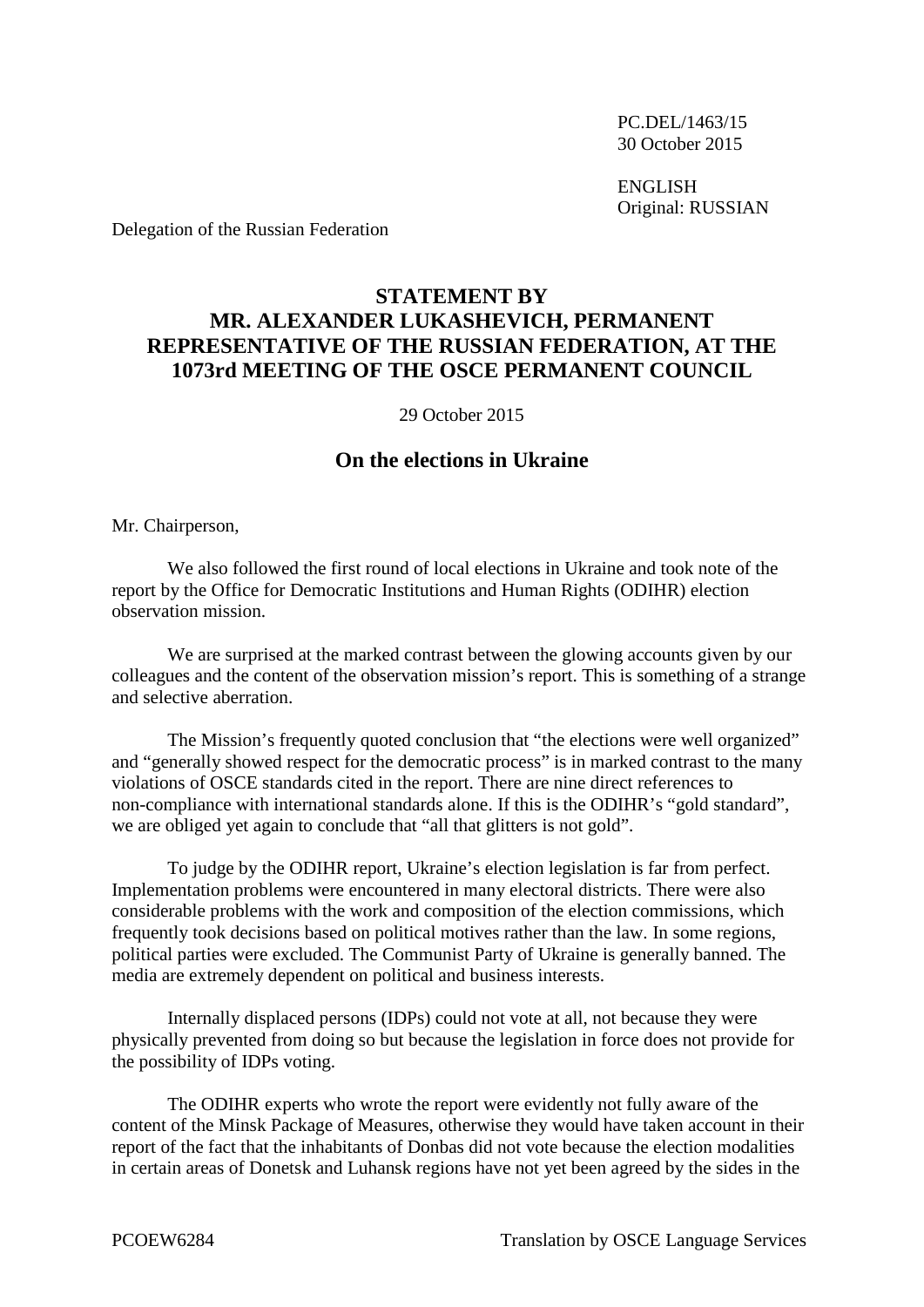PC.DEL/1463/15
30 October 2015

ENGLISH
Original: RUSSIAN

Delegation of the Russian Federation

# STATEMENT BY MR. ALEXANDER LUKASHEVICH, PERMANENT REPRESENTATIVE OF THE RUSSIAN FEDERATION, AT THE 1073rd MEETING OF THE OSCE PERMANENT COUNCIL

29 October 2015

## On the elections in Ukraine

Mr. Chairperson,

We also followed the first round of local elections in Ukraine and took note of the report by the Office for Democratic Institutions and Human Rights (ODIHR) election observation mission.

We are surprised at the marked contrast between the glowing accounts given by our colleagues and the content of the observation mission's report. This is something of a strange and selective aberration.

The Mission's frequently quoted conclusion that "the elections were well organized" and "generally showed respect for the democratic process" is in marked contrast to the many violations of OSCE standards cited in the report. There are nine direct references to non-compliance with international standards alone. If this is the ODIHR's "gold standard", we are obliged yet again to conclude that "all that glitters is not gold".

To judge by the ODIHR report, Ukraine's election legislation is far from perfect. Implementation problems were encountered in many electoral districts. There were also considerable problems with the work and composition of the election commissions, which frequently took decisions based on political motives rather than the law. In some regions, political parties were excluded. The Communist Party of Ukraine is generally banned. The media are extremely dependent on political and business interests.

Internally displaced persons (IDPs) could not vote at all, not because they were physically prevented from doing so but because the legislation in force does not provide for the possibility of IDPs voting.

The ODIHR experts who wrote the report were evidently not fully aware of the content of the Minsk Package of Measures, otherwise they would have taken account in their report of the fact that the inhabitants of Donbas did not vote because the election modalities in certain areas of Donetsk and Luhansk regions have not yet been agreed by the sides in the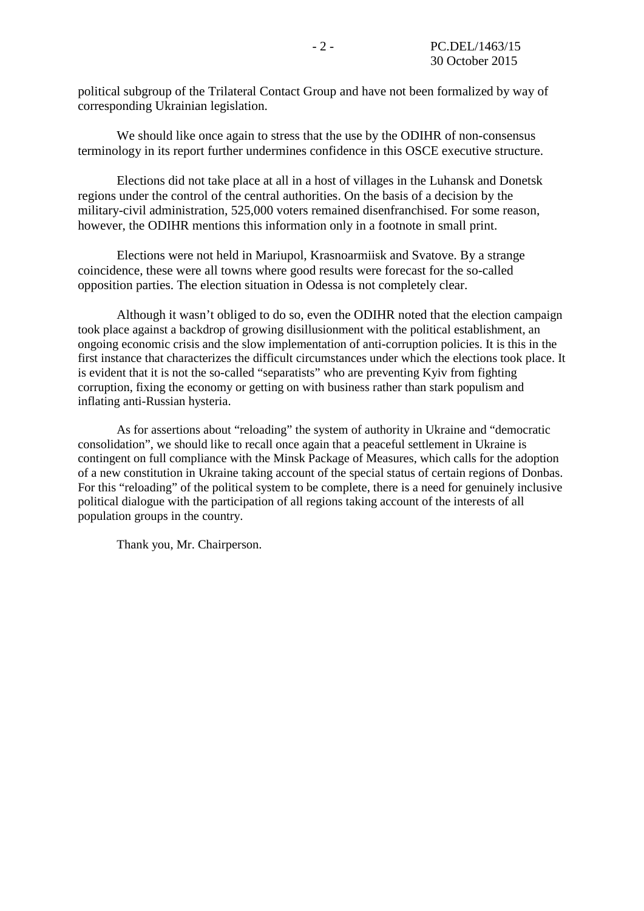political subgroup of the Trilateral Contact Group and have not been formalized by way of corresponding Ukrainian legislation.

We should like once again to stress that the use by the ODIHR of non-consensus terminology in its report further undermines confidence in this OSCE executive structure.

Elections did not take place at all in a host of villages in the Luhansk and Donetsk regions under the control of the central authorities. On the basis of a decision by the military-civil administration, 525,000 voters remained disenfranchised. For some reason, however, the ODIHR mentions this information only in a footnote in small print.

Elections were not held in Mariupol, Krasnoarmiisk and Svatove. By a strange coincidence, these were all towns where good results were forecast for the so-called opposition parties. The election situation in Odessa is not completely clear.

Although it wasn't obliged to do so, even the ODIHR noted that the election campaign took place against a backdrop of growing disillusionment with the political establishment, an ongoing economic crisis and the slow implementation of anti-corruption policies. It is this in the first instance that characterizes the difficult circumstances under which the elections took place. It is evident that it is not the so-called "separatists" who are preventing Kyiv from fighting corruption, fixing the economy or getting on with business rather than stark populism and inflating anti-Russian hysteria.

As for assertions about "reloading" the system of authority in Ukraine and "democratic consolidation", we should like to recall once again that a peaceful settlement in Ukraine is contingent on full compliance with the Minsk Package of Measures, which calls for the adoption of a new constitution in Ukraine taking account of the special status of certain regions of Donbas. For this "reloading" of the political system to be complete, there is a need for genuinely inclusive political dialogue with the participation of all regions taking account of the interests of all population groups in the country.

Thank you, Mr. Chairperson.